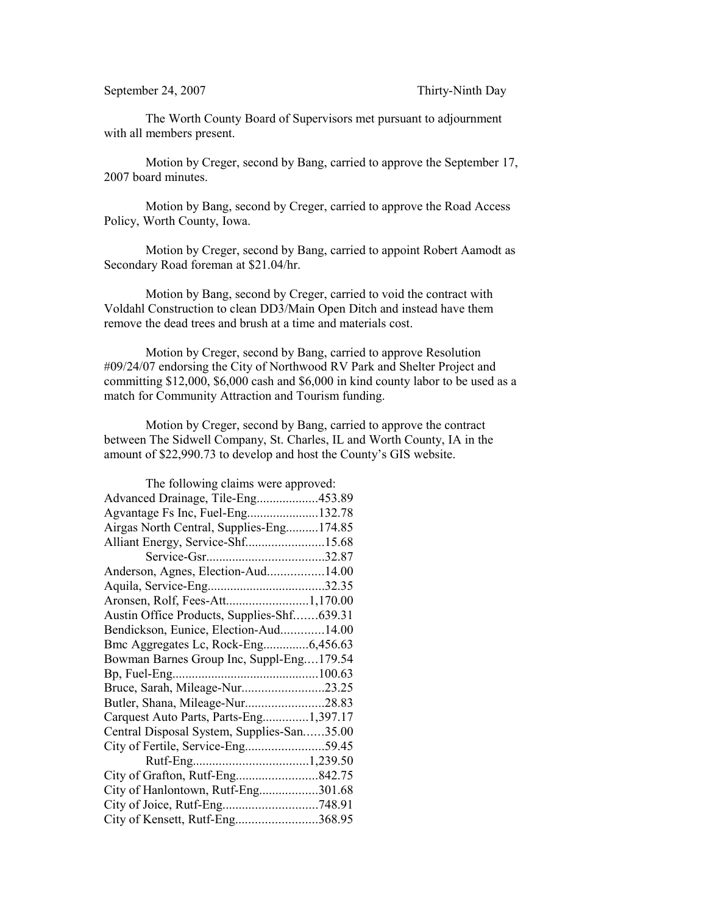September 24, 2007 Thirty-Ninth Day

The Worth County Board of Supervisors met pursuant to adjournment with all members present.

Motion by Creger, second by Bang, carried to approve the September 17, 2007 board minutes.

Motion by Bang, second by Creger, carried to approve the Road Access Policy, Worth County, Iowa.

Motion by Creger, second by Bang, carried to appoint Robert Aamodt as Secondary Road foreman at $21.04/hr.

Motion by Bang, second by Creger, carried to void the contract with Voldahl Construction to clean DD3/Main Open Ditch and instead have them remove the dead trees and brush at a time and materials cost.

Motion by Creger, second by Bang, carried to approve Resolution #09/24/07 endorsing the City of Northwood RV Park and Shelter Project and committing $12,000, $6,000 cash and $6,000 in kind county labor to be used as a match for Community Attraction and Tourism funding.

Motion by Creger, second by Bang, carried to approve the contract between The Sidwell Company, St. Charles, IL and Worth County, IA in the amount of $22,990.73 to develop and host the County's GIS website.

The following claims were approved:

Advanced Drainage, Tile-Eng...................453.89
Agvantage Fs Inc, Fuel-Eng......................132.78
Airgas North Central, Supplies-Eng..........174.85
Alliant Energy, Service-Shf........................15.68
Service-Gsr....................................32.87
Anderson, Agnes, Election-Aud.................14.00
Aquila, Service-Eng....................................32.35
Aronsen, Rolf, Fees-Att.........................1,170.00
Austin Office Products, Supplies-Shf.......639.31
Bendickson, Eunice, Election-Aud.............14.00
Bmc Aggregates Lc, Rock-Eng..............6,456.63
Bowman Barnes Group Inc, Suppl-Eng....179.54
Bp, Fuel-Eng............................................100.63
Bruce, Sarah, Mileage-Nur.........................23.25
Butler, Shana, Mileage-Nur........................28.83
Carquest Auto Parts, Parts-Eng..............1,397.17
Central Disposal System, Supplies-San......35.00
City of Fertile, Service-Eng........................59.45
Rutf-Eng...................................1,239.50
City of Grafton, Rutf-Eng.........................842.75
City of Hanlontown, Rutf-Eng..................301.68
City of Joice, Rutf-Eng.............................748.91
City of Kensett, Rutf-Eng.........................368.95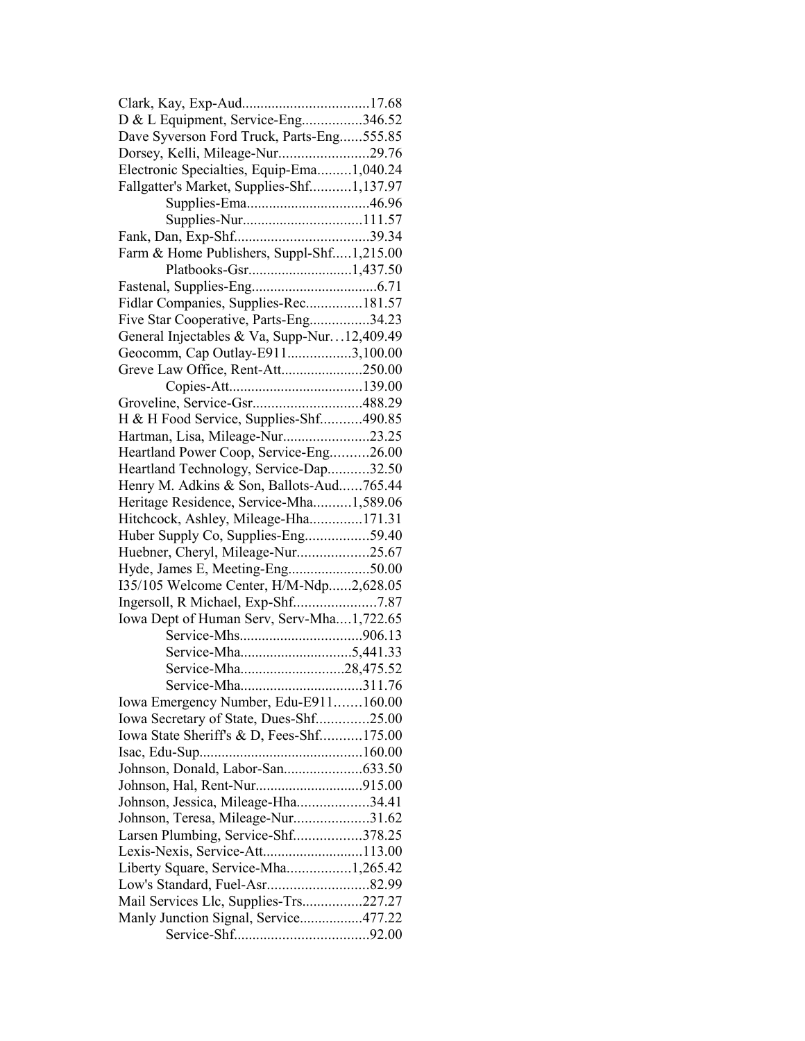Clark, Kay, Exp-Aud..................................17.68
D & L Equipment, Service-Eng................346.52
Dave Syverson Ford Truck, Parts-Eng......555.85
Dorsey, Kelli, Mileage-Nur........................29.76
Electronic Specialties, Equip-Ema.........1,040.24
Fallgatter's Market, Supplies-Shf...........1,137.97
Supplies-Ema.................................46.96
Supplies-Nur................................111.57
Fank, Dan, Exp-Shf....................................39.34
Farm & Home Publishers, Suppl-Shf.....1,215.00
Platbooks-Gsr...........................1,437.50
Fastenal, Supplies-Eng.................................6.71
Fidlar Companies, Supplies-Rec...............181.57
Five Star Cooperative, Parts-Eng................34.23
General Injectables & Va, Supp-Nur…12,409.49
Geocomm, Cap Outlay-E911.................3,100.00
Greve Law Office, Rent-Att......................250.00
Copies-Att....................................139.00
Groveline, Service-Gsr.............................488.29
H & H Food Service, Supplies-Shf...........490.85
Hartman, Lisa, Mileage-Nur.......................23.25
Heartland Power Coop, Service-Eng..........26.00
Heartland Technology, Service-Dap...........32.50
Henry M. Adkins & Son, Ballots-Aud......765.44
Heritage Residence, Service-Mha..........1,589.06
Hitchcock, Ashley, Mileage-Hha..............171.31
Huber Supply Co, Supplies-Eng.................59.40
Huebner, Cheryl, Mileage-Nur...................25.67
Hyde, James E, Meeting-Eng......................50.00
I35/105 Welcome Center, H/M-Ndp......2,628.05
Ingersoll, R Michael, Exp-Shf......................7.87
Iowa Dept of Human Serv, Serv-Mha....1,722.65
Service-Mhs................................906.13
Service-Mha.............................5,441.33
Service-Mha...........................28,475.52
Service-Mha................................311.76
Iowa Emergency Number, Edu-E911…….160.00
Iowa Secretary of State, Dues-Shf..............25.00
Iowa State Sheriff's & D, Fees-Shf...........175.00
Isac, Edu-Sup...........................................160.00
Johnson, Donald, Labor-San.....................633.50
Johnson, Hal, Rent-Nur............................915.00
Johnson, Jessica, Mileage-Hha...................34.41
Johnson, Teresa, Mileage-Nur....................31.62
Larsen Plumbing, Service-Shf..................378.25
Lexis-Nexis, Service-Att..........................113.00
Liberty Square, Service-Mha.................1,265.42
Low's Standard, Fuel-Asr...........................82.99
Mail Services Llc, Supplies-Trs................227.27
Manly Junction Signal, Service.................477.22
Service-Shf...................................92.00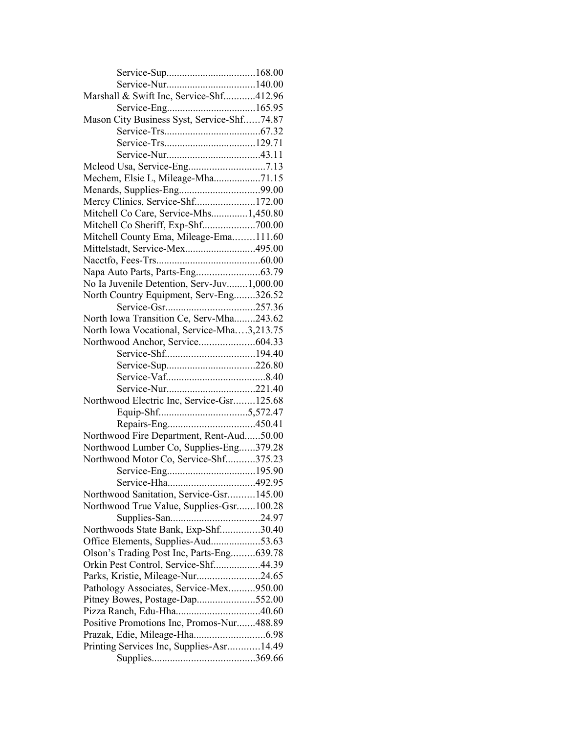Service-Sup..................................168.00
Service-Nur..................................140.00
Marshall & Swift Inc, Service-Shf............412.96
Service-Eng..................................165.95
Mason City Business Syst, Service-Shf......74.87
Service-Trs.....................................67.32
Service-Trs...................................129.71
Service-Nur....................................43.11
Mcleod Usa, Service-Eng.............................7.13
Mechem, Elsie L, Mileage-Mha..................71.15
Menards, Supplies-Eng...............................99.00
Mercy Clinics, Service-Shf.......................172.00
Mitchell Co Care, Service-Mhs.............1,450.80
Mitchell Co Sheriff, Exp-Shf....................700.00
Mitchell County Ema, Mileage-Ema........111.60
Mittelstadt, Service-Mex...........................495.00
Nacctfo, Fees-Trs........................................60.00
Napa Auto Parts, Parts-Eng........................63.79
No Ia Juvenile Detention, Serv-Juv........1,000.00
North Country Equipment, Serv-Eng........326.52
Service-Gsr..................................257.36
North Iowa Transition Ce, Serv-Mha........243.62
North Iowa Vocational, Service-Mha....3,213.75
Northwood Anchor, Service.....................604.33
Service-Shf..................................194.40
Service-Sup..................................226.80
Service-Vaf......................................8.40
Service-Nur..................................221.40
Northwood Electric Inc, Service-Gsr........125.68
Equip-Shf..................................5,572.47
Repairs-Eng.................................450.41
Northwood Fire Department, Rent-Aud......50.00
Northwood Lumber Co, Supplies-Eng......379.28
Northwood Motor Co, Service-Shf...........375.23
Service-Eng..................................195.90
Service-Hha.................................492.95
Northwood Sanitation, Service-Gsr..........145.00
Northwood True Value, Supplies-Gsr.......100.28
Supplies-San..................................24.97
Northwoods State Bank, Exp-Shf...............30.40
Office Elements, Supplies-Aud...................53.63
Olson's Trading Post Inc, Parts-Eng.........639.78
Orkin Pest Control, Service-Shf.................44.39
Parks, Kristie, Mileage-Nur........................24.65
Pathology Associates, Service-Mex..........950.00
Pitney Bowes, Postage-Dap......................552.00
Pizza Ranch, Edu-Hha................................40.60
Positive Promotions Inc, Promos-Nur.......488.89
Prazak, Edie, Mileage-Hha...........................6.98
Printing Services Inc, Supplies-Asr............14.49
Supplies.......................................369.66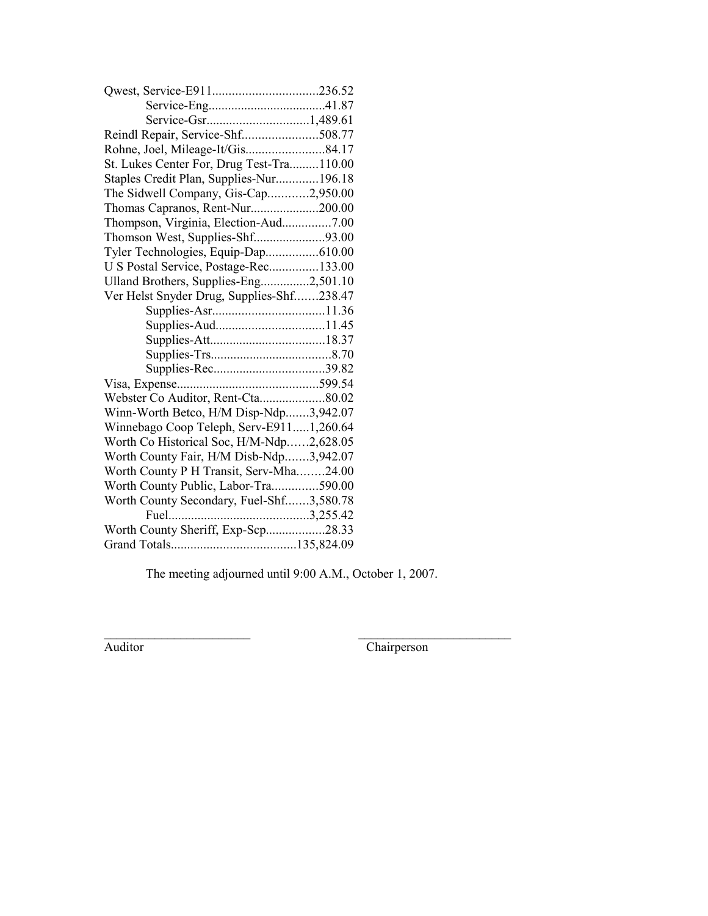Qwest, Service-E911................................236.52
Service-Eng...................................41.87
Service-Gsr...............................1,489.61
Reindl Repair, Service-Shf.......................508.77
Rohne, Joel, Mileage-It/Gis........................84.17
St. Lukes Center For, Drug Test-Tra.........110.00
Staples Credit Plan, Supplies-Nur.............196.18
The Sidwell Company, Gis-Cap............2,950.00
Thomas Capranos, Rent-Nur.....................200.00
Thompson, Virginia, Election-Aud...............7.00
Thomson West, Supplies-Shf......................93.00
Tyler Technologies, Equip-Dap................610.00
U S Postal Service, Postage-Rec...............133.00
Ulland Brothers, Supplies-Eng...............2,501.10
Ver Helst Snyder Drug, Supplies-Shf.......238.47
Supplies-Asr..................................11.36
Supplies-Aud.................................11.45
Supplies-Att...................................18.37
Supplies-Trs....................................8.70
Supplies-Rec..................................39.82
Visa, Expense...........................................599.54
Webster Co Auditor, Rent-Cta....................80.02
Winn-Worth Betco, H/M Disp-Ndp.......3,942.07
Winnebago Coop Teleph, Serv-E911.....1,260.64
Worth Co Historical Soc, H/M-Ndp......2,628.05
Worth County Fair, H/M Disb-Ndp.......3,942.07
Worth County P H Transit, Serv-Mha........24.00
Worth County Public, Labor-Tra..............590.00
Worth County Secondary, Fuel-Shf.......3,580.78
Fuel...........................................3,255.42
Worth County Sheriff, Exp-Scp..................28.33
Grand Totals......................................135,824.09

The meeting adjourned until 9:00 A.M., October 1, 2007.

________________________ ________________________
Auditor Chairperson